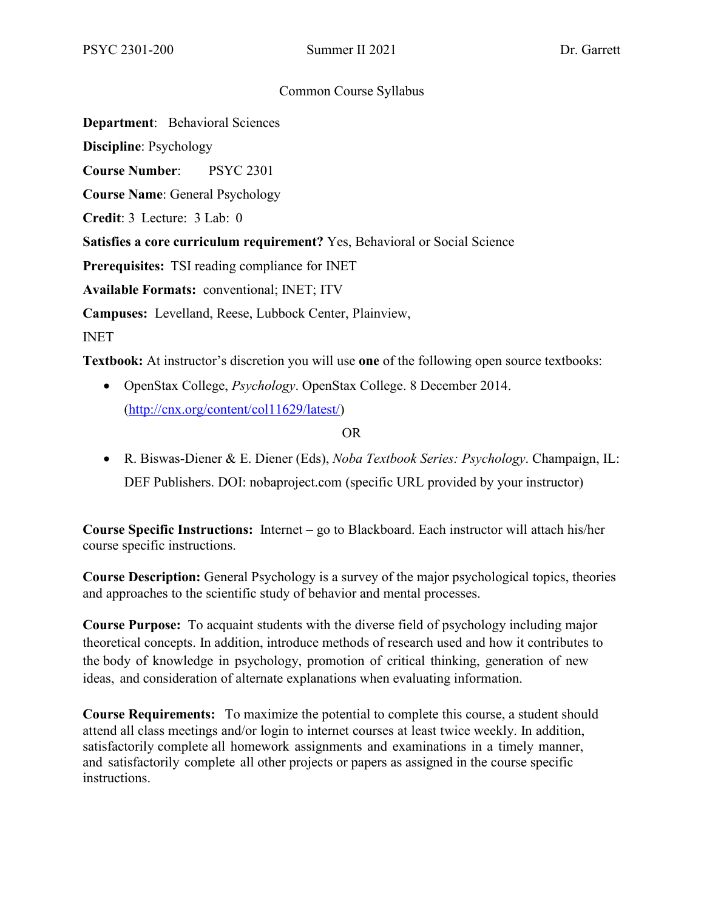PSYC 2301-200 Summer II 2021 Dr. Garrett

Common Course Syllabus

**Department**: Behavioral Sciences

**Discipline**: Psychology

**Course Number**: PSYC 2301

**Course Name**: General Psychology

**Credit**: 3 Lecture: 3 Lab: 0

**Satisfies a core curriculum requirement?** Yes, Behavioral or Social Science

**Prerequisites:** TSI reading compliance for INET

**Available Formats:** conventional; INET; ITV

**Campuses:** Levelland, Reese, Lubbock Center, Plainview, INET

**Textbook:** At instructor's discretion you will use **one** of the following open source textbooks:

- OpenStax College, *Psychology*. OpenStax College. 8 December 2014. (http://cnx.org/content/col11629/latest/)

OR

- R. Biswas-Diener & E. Diener (Eds), *Noba Textbook Series: Psychology*. Champaign, IL: DEF Publishers. DOI: nobaproject.com (specific URL provided by your instructor)

**Course Specific Instructions:** Internet – go to Blackboard. Each instructor will attach his/her course specific instructions.

**Course Description:** General Psychology is a survey of the major psychological topics, theories and approaches to the scientific study of behavior and mental processes.

**Course Purpose:** To acquaint students with the diverse field of psychology including major theoretical concepts. In addition, introduce methods of research used and how it contributes to the body of knowledge in psychology, promotion of critical thinking, generation of new ideas, and consideration of alternate explanations when evaluating information.

**Course Requirements:** To maximize the potential to complete this course, a student should attend all class meetings and/or login to internet courses at least twice weekly. In addition, satisfactorily complete all homework assignments and examinations in a timely manner, and satisfactorily complete all other projects or papers as assigned in the course specific instructions.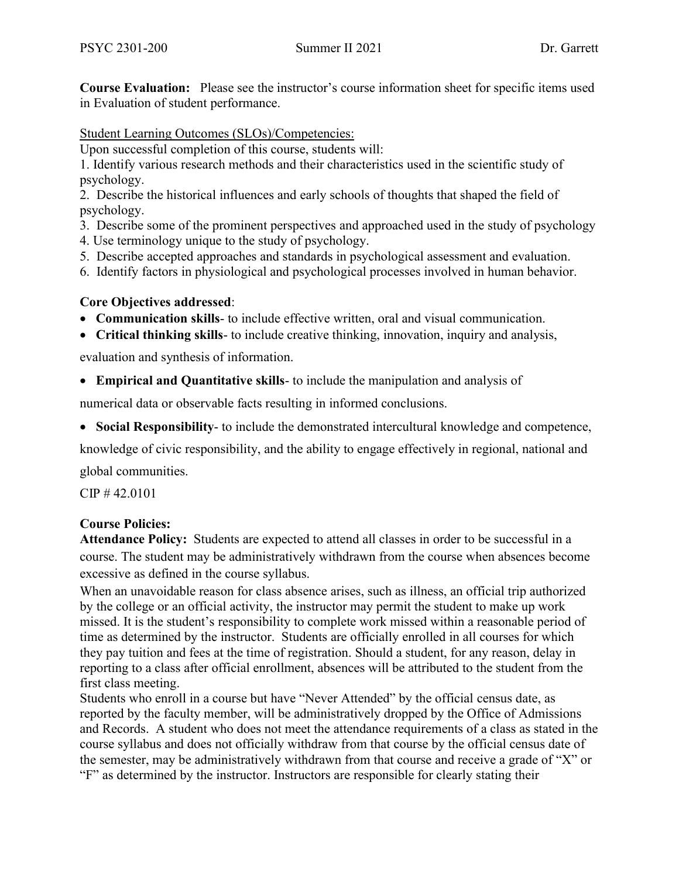**Course Evaluation:** Please see the instructor's course information sheet for specific items used in Evaluation of student performance.

Student Learning Outcomes (SLOs)/Competencies:

Upon successful completion of this course, students will:

1. Identify various research methods and their characteristics used in the scientific study of psychology.
2. Describe the historical influences and early schools of thoughts that shaped the field of psychology.
3. Describe some of the prominent perspectives and approached used in the study of psychology
4. Use terminology unique to the study of psychology.
5. Describe accepted approaches and standards in psychological assessment and evaluation.
6. Identify factors in physiological and psychological processes involved in human behavior.

**Core Objectives addressed**:

- **Communication skills**- to include effective written, oral and visual communication.
- **Critical thinking skills**- to include creative thinking, innovation, inquiry and analysis, evaluation and synthesis of information.
- **Empirical and Quantitative skills**- to include the manipulation and analysis of numerical data or observable facts resulting in informed conclusions.
- **Social Responsibility**- to include the demonstrated intercultural knowledge and competence, knowledge of civic responsibility, and the ability to engage effectively in regional, national and global communities.

CIP # 42.0101

**Course Policies:**

**Attendance Policy:** Students are expected to attend all classes in order to be successful in a course. The student may be administratively withdrawn from the course when absences become excessive as defined in the course syllabus.

When an unavoidable reason for class absence arises, such as illness, an official trip authorized by the college or an official activity, the instructor may permit the student to make up work missed. It is the student's responsibility to complete work missed within a reasonable period of time as determined by the instructor. Students are officially enrolled in all courses for which they pay tuition and fees at the time of registration. Should a student, for any reason, delay in reporting to a class after official enrollment, absences will be attributed to the student from the first class meeting.

Students who enroll in a course but have "Never Attended" by the official census date, as reported by the faculty member, will be administratively dropped by the Office of Admissions and Records. A student who does not meet the attendance requirements of a class as stated in the course syllabus and does not officially withdraw from that course by the official census date of the semester, may be administratively withdrawn from that course and receive a grade of "X" or "F" as determined by the instructor. Instructors are responsible for clearly stating their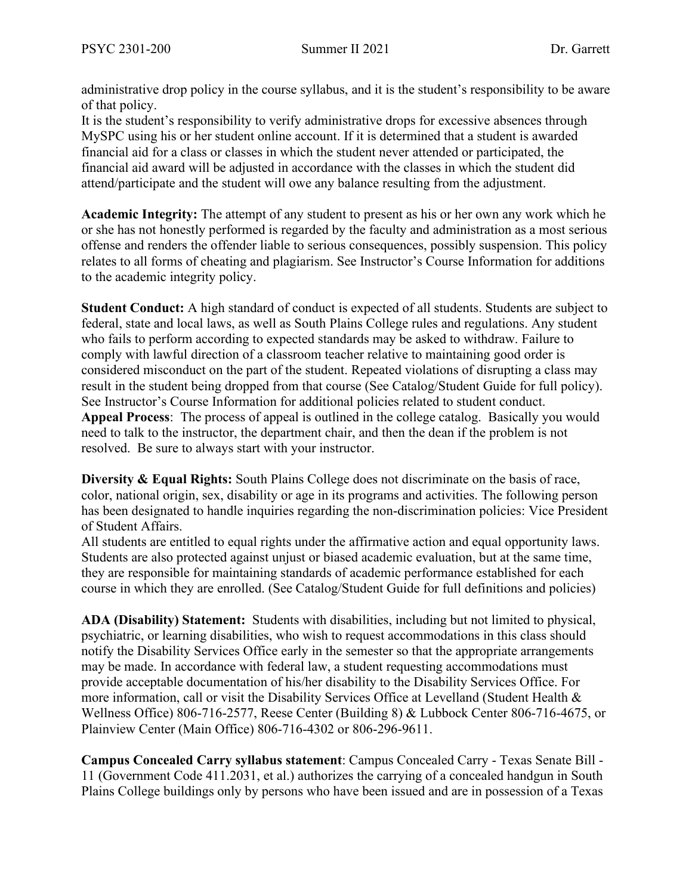administrative drop policy in the course syllabus, and it is the student's responsibility to be aware of that policy.

It is the student's responsibility to verify administrative drops for excessive absences through MySPC using his or her student online account. If it is determined that a student is awarded financial aid for a class or classes in which the student never attended or participated, the financial aid award will be adjusted in accordance with the classes in which the student did attend/participate and the student will owe any balance resulting from the adjustment.

**Academic Integrity:** The attempt of any student to present as his or her own any work which he or she has not honestly performed is regarded by the faculty and administration as a most serious offense and renders the offender liable to serious consequences, possibly suspension. This policy relates to all forms of cheating and plagiarism. See Instructor's Course Information for additions to the academic integrity policy.

**Student Conduct:** A high standard of conduct is expected of all students. Students are subject to federal, state and local laws, as well as South Plains College rules and regulations. Any student who fails to perform according to expected standards may be asked to withdraw. Failure to comply with lawful direction of a classroom teacher relative to maintaining good order is considered misconduct on the part of the student. Repeated violations of disrupting a class may result in the student being dropped from that course (See Catalog/Student Guide for full policy). See Instructor's Course Information for additional policies related to student conduct.

**Appeal Process**: The process of appeal is outlined in the college catalog. Basically you would need to talk to the instructor, the department chair, and then the dean if the problem is not resolved. Be sure to always start with your instructor.

**Diversity & Equal Rights:** South Plains College does not discriminate on the basis of race, color, national origin, sex, disability or age in its programs and activities. The following person has been designated to handle inquiries regarding the non-discrimination policies: Vice President of Student Affairs.

All students are entitled to equal rights under the affirmative action and equal opportunity laws. Students are also protected against unjust or biased academic evaluation, but at the same time, they are responsible for maintaining standards of academic performance established for each course in which they are enrolled. (See Catalog/Student Guide for full definitions and policies)

**ADA (Disability) Statement:** Students with disabilities, including but not limited to physical, psychiatric, or learning disabilities, who wish to request accommodations in this class should notify the Disability Services Office early in the semester so that the appropriate arrangements may be made. In accordance with federal law, a student requesting accommodations must provide acceptable documentation of his/her disability to the Disability Services Office. For more information, call or visit the Disability Services Office at Levelland (Student Health & Wellness Office) 806-716-2577, Reese Center (Building 8) & Lubbock Center 806-716-4675, or Plainview Center (Main Office) 806-716-4302 or 806-296-9611.

**Campus Concealed Carry syllabus statement**: Campus Concealed Carry - Texas Senate Bill - 11 (Government Code 411.2031, et al.) authorizes the carrying of a concealed handgun in South Plains College buildings only by persons who have been issued and are in possession of a Texas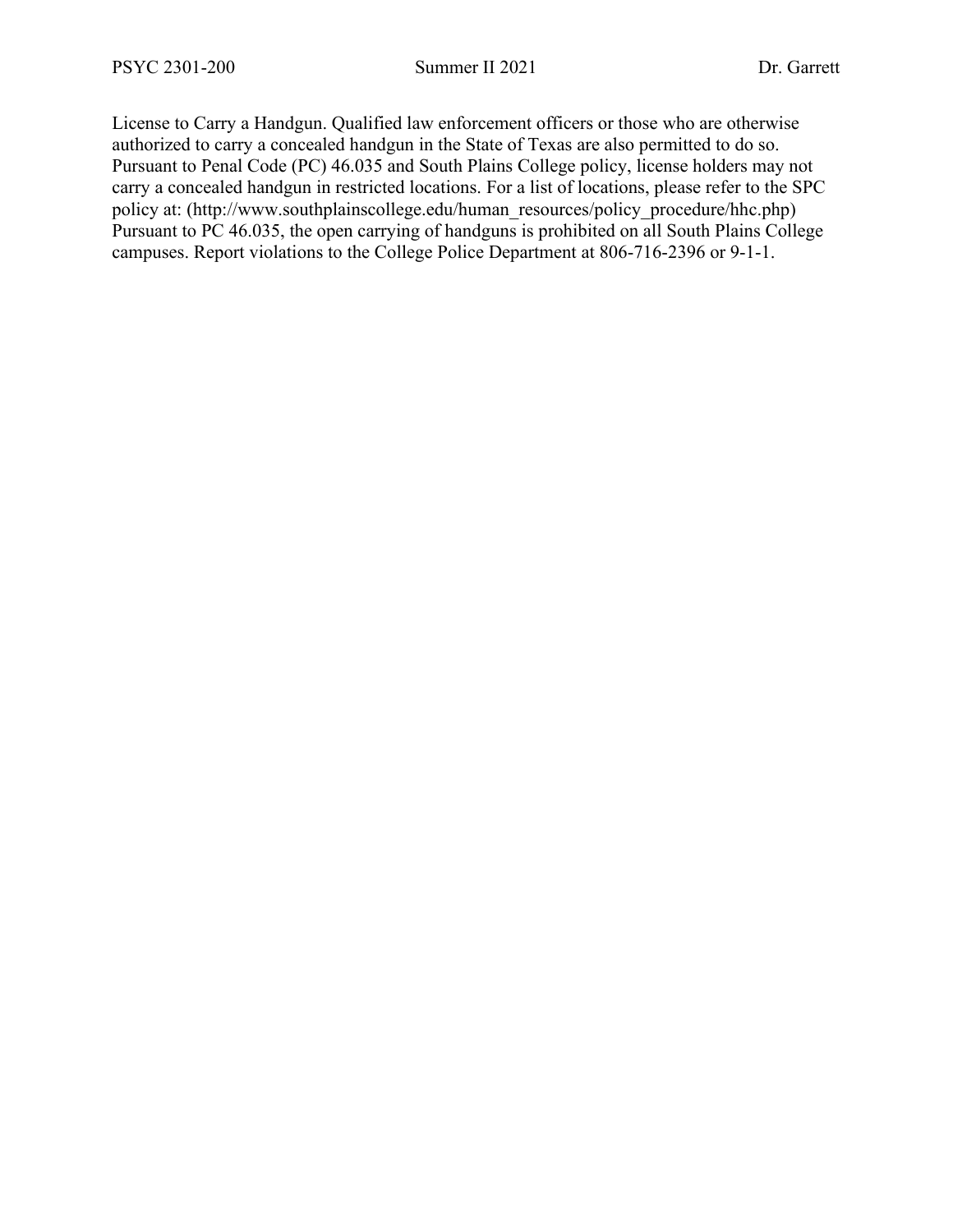License to Carry a Handgun. Qualified law enforcement officers or those who are otherwise authorized to carry a concealed handgun in the State of Texas are also permitted to do so. Pursuant to Penal Code (PC) 46.035 and South Plains College policy, license holders may not carry a concealed handgun in restricted locations. For a list of locations, please refer to the SPC policy at: (http://www.southplainscollege.edu/human_resources/policy_procedure/hhc.php) Pursuant to PC 46.035, the open carrying of handguns is prohibited on all South Plains College campuses. Report violations to the College Police Department at 806-716-2396 or 9-1-1.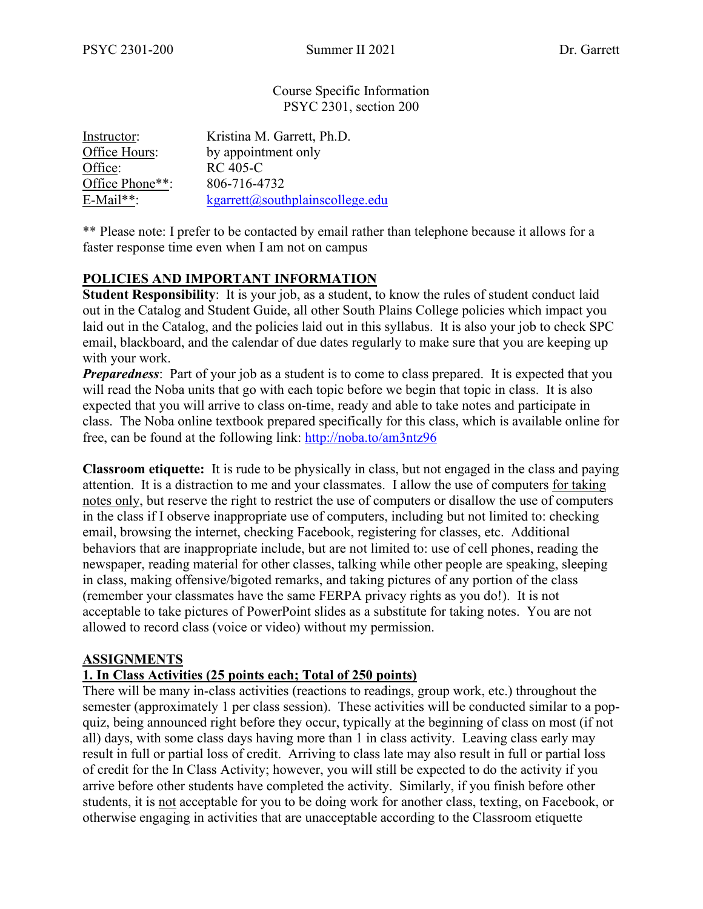Course Specific Information
PSYC 2301, section 200

| | |
|---|---|
| Instructor: | Kristina M. Garrett, Ph.D. |
| Office Hours: | by appointment only |
| Office: | RC 405-C |
| Office Phone**: | 806-716-4732 |
| E-Mail**: | kgarrett@southplainscollege.edu |

** Please note: I prefer to be contacted by email rather than telephone because it allows for a faster response time even when I am not on campus

## POLICIES AND IMPORTANT INFORMATION

**Student Responsibility**: It is your job, as a student, to know the rules of student conduct laid out in the Catalog and Student Guide, all other South Plains College policies which impact you laid out in the Catalog, and the policies laid out in this syllabus. It is also your job to check SPC email, blackboard, and the calendar of due dates regularly to make sure that you are keeping up with your work.

***Preparedness***: Part of your job as a student is to come to class prepared. It is expected that you will read the Noba units that go with each topic before we begin that topic in class. It is also expected that you will arrive to class on-time, ready and able to take notes and participate in class. The Noba online textbook prepared specifically for this class, which is available online for free, can be found at the following link: http://noba.to/am3ntz96

**Classroom etiquette:** It is rude to be physically in class, but not engaged in the class and paying attention. It is a distraction to me and your classmates. I allow the use of computers for taking notes only, but reserve the right to restrict the use of computers or disallow the use of computers in the class if I observe inappropriate use of computers, including but not limited to: checking email, browsing the internet, checking Facebook, registering for classes, etc. Additional behaviors that are inappropriate include, but are not limited to: use of cell phones, reading the newspaper, reading material for other classes, talking while other people are speaking, sleeping in class, making offensive/bigoted remarks, and taking pictures of any portion of the class (remember your classmates have the same FERPA privacy rights as you do!). It is not acceptable to take pictures of PowerPoint slides as a substitute for taking notes. You are not allowed to record class (voice or video) without my permission.

## ASSIGNMENTS

### 1. In Class Activities (25 points each; Total of 250 points)

There will be many in-class activities (reactions to readings, group work, etc.) throughout the semester (approximately 1 per class session). These activities will be conducted similar to a pop-quiz, being announced right before they occur, typically at the beginning of class on most (if not all) days, with some class days having more than 1 in class activity. Leaving class early may result in full or partial loss of credit. Arriving to class late may also result in full or partial loss of credit for the In Class Activity; however, you will still be expected to do the activity if you arrive before other students have completed the activity. Similarly, if you finish before other students, it is not acceptable for you to be doing work for another class, texting, on Facebook, or otherwise engaging in activities that are unacceptable according to the Classroom etiquette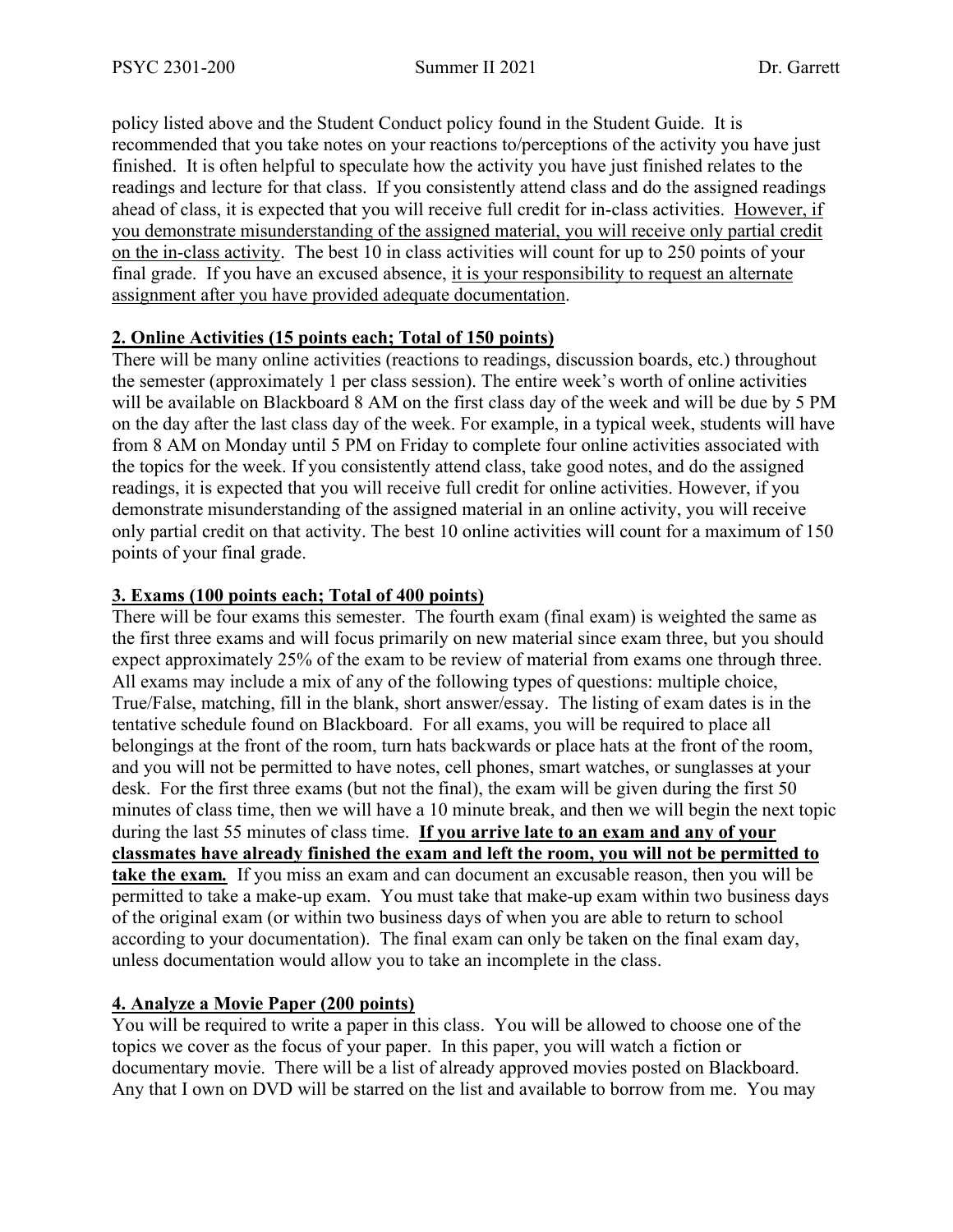policy listed above and the Student Conduct policy found in the Student Guide. It is recommended that you take notes on your reactions to/perceptions of the activity you have just finished. It is often helpful to speculate how the activity you have just finished relates to the readings and lecture for that class. If you consistently attend class and do the assigned readings ahead of class, it is expected that you will receive full credit for in-class activities. <u>However, if you demonstrate misunderstanding of the assigned material, you will receive only partial credit on the in-class activity</u>. The best 10 in class activities will count for up to 250 points of your final grade. If you have an excused absence, <u>it is your responsibility to request an alternate assignment after you have provided adequate documentation</u>.

## **2. Online Activities (15 points each; Total of 150 points)**

There will be many online activities (reactions to readings, discussion boards, etc.) throughout the semester (approximately 1 per class session). The entire week's worth of online activities will be available on Blackboard 8 AM on the first class day of the week and will be due by 5 PM on the day after the last class day of the week. For example, in a typical week, students will have from 8 AM on Monday until 5 PM on Friday to complete four online activities associated with the topics for the week. If you consistently attend class, take good notes, and do the assigned readings, it is expected that you will receive full credit for online activities. However, if you demonstrate misunderstanding of the assigned material in an online activity, you will receive only partial credit on that activity. The best 10 online activities will count for a maximum of 150 points of your final grade.

## **3. Exams (100 points each; Total of 400 points)**

There will be four exams this semester. The fourth exam (final exam) is weighted the same as the first three exams and will focus primarily on new material since exam three, but you should expect approximately 25% of the exam to be review of material from exams one through three. All exams may include a mix of any of the following types of questions: multiple choice, True/False, matching, fill in the blank, short answer/essay. The listing of exam dates is in the tentative schedule found on Blackboard. For all exams, you will be required to place all belongings at the front of the room, turn hats backwards or place hats at the front of the room, and you will not be permitted to have notes, cell phones, smart watches, or sunglasses at your desk. For the first three exams (but not the final), the exam will be given during the first 50 minutes of class time, then we will have a 10 minute break, and then we will begin the next topic during the last 55 minutes of class time. **<u>If you arrive late to an exam and any of your classmates have already finished the exam and left the room, you will not be permitted to take the exam.</u>** If you miss an exam and can document an excusable reason, then you will be permitted to take a make-up exam. You must take that make-up exam within two business days of the original exam (or within two business days of when you are able to return to school according to your documentation). The final exam can only be taken on the final exam day, unless documentation would allow you to take an incomplete in the class.

## **4. Analyze a Movie Paper (200 points)**

You will be required to write a paper in this class. You will be allowed to choose one of the topics we cover as the focus of your paper. In this paper, you will watch a fiction or documentary movie. There will be a list of already approved movies posted on Blackboard. Any that I own on DVD will be starred on the list and available to borrow from me. You may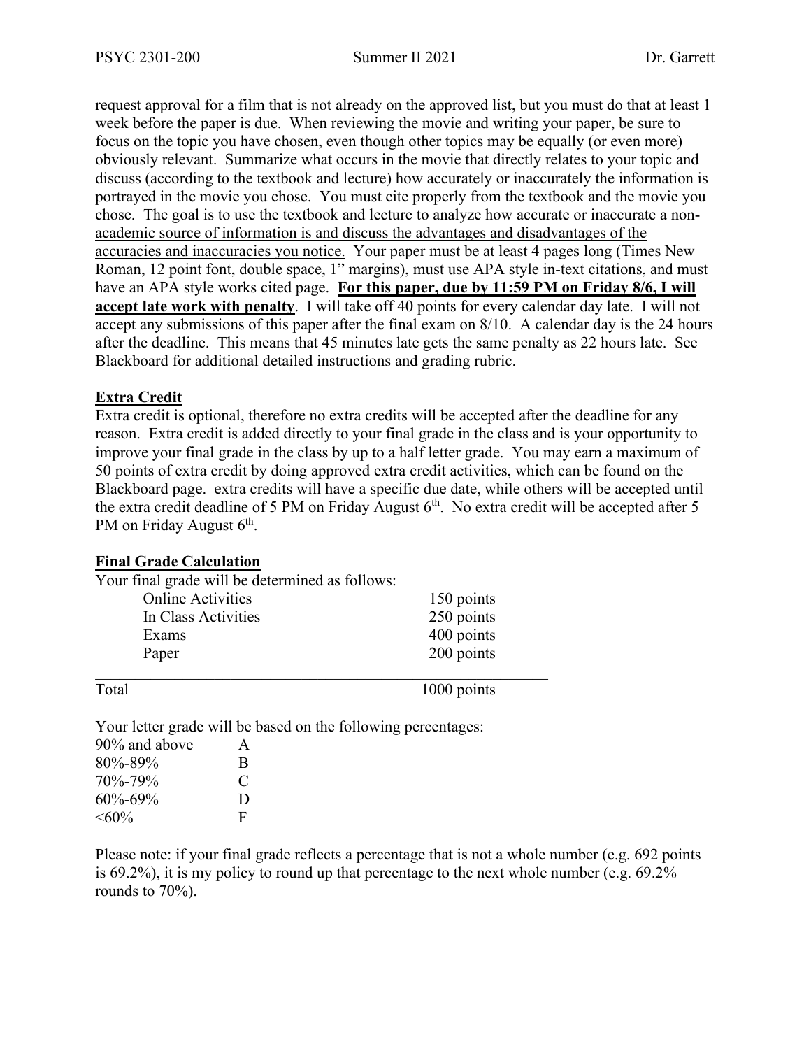request approval for a film that is not already on the approved list, but you must do that at least 1 week before the paper is due. When reviewing the movie and writing your paper, be sure to focus on the topic you have chosen, even though other topics may be equally (or even more) obviously relevant. Summarize what occurs in the movie that directly relates to your topic and discuss (according to the textbook and lecture) how accurately or inaccurately the information is portrayed in the movie you chose. You must cite properly from the textbook and the movie you chose. <u>The goal is to use the textbook and lecture to analyze how accurate or inaccurate a non-academic source of information is and discuss the advantages and disadvantages of the accuracies and inaccuracies you notice.</u> Your paper must be at least 4 pages long (Times New Roman, 12 point font, double space, 1" margins), must use APA style in-text citations, and must have an APA style works cited page. **<u>For this paper, due by 11:59 PM on Friday 8/6, I will accept late work with penalty</u>**. I will take off 40 points for every calendar day late. I will not accept any submissions of this paper after the final exam on 8/10. A calendar day is the 24 hours after the deadline. This means that 45 minutes late gets the same penalty as 22 hours late. See Blackboard for additional detailed instructions and grading rubric.

## <u>Extra Credit</u>

Extra credit is optional, therefore no extra credits will be accepted after the deadline for any reason. Extra credit is added directly to your final grade in the class and is your opportunity to improve your final grade in the class by up to a half letter grade. You may earn a maximum of 50 points of extra credit by doing approved extra credit activities, which can be found on the Blackboard page. extra credits will have a specific due date, while others will be accepted until the extra credit deadline of 5 PM on Friday August 6th. No extra credit will be accepted after 5 PM on Friday August 6th.

## <u>Final Grade Calculation</u>

Your final grade will be determined as follows:

| | |
|---|---|
| Online Activities | 150 points |
| In Class Activities | 250 points |
| Exams | 400 points |
| Paper | 200 points |
| Total | 1000 points |

Your letter grade will be based on the following percentages:

| | |
|---|---|
| 90% and above | A |
| 80%-89% | B |
| 70%-79% | C |
| 60%-69% | D |
| <60% | F |

Please note: if your final grade reflects a percentage that is not a whole number (e.g. 692 points is 69.2%), it is my policy to round up that percentage to the next whole number (e.g. 69.2% rounds to 70%).